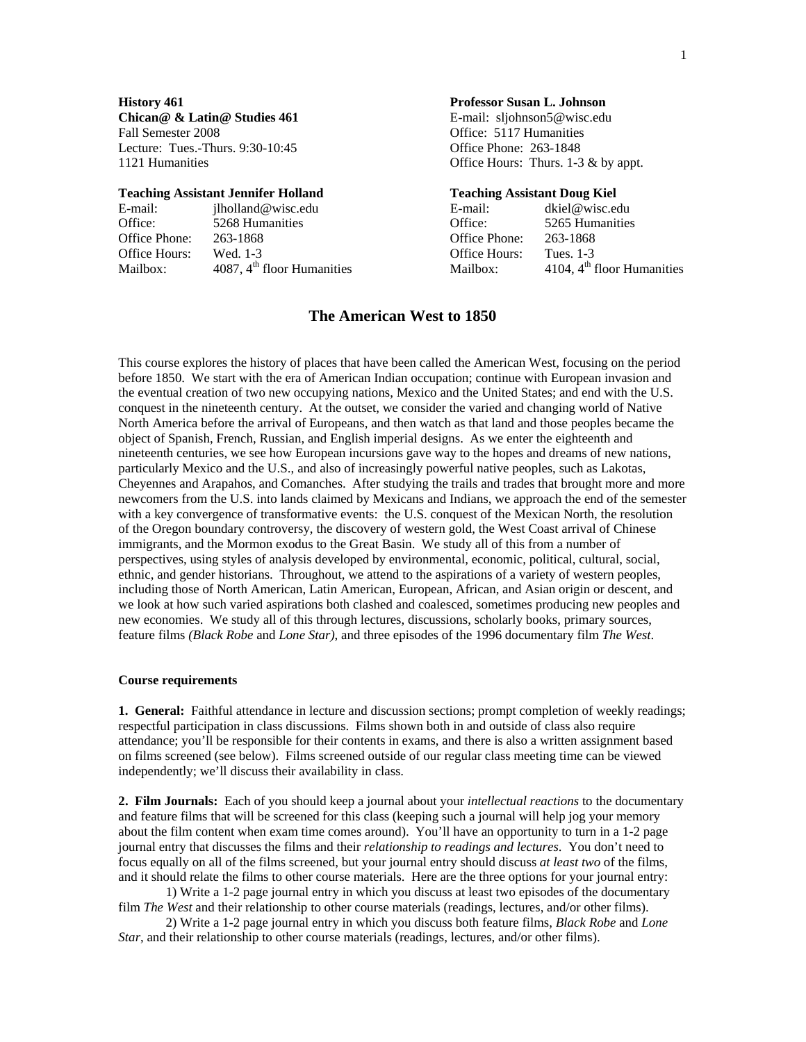**History 461**
**Chican@ & Latin@ Studies 461**
Fall Semester 2008
Lecture: Tues.-Thurs. 9:30-10:45
1121 Humanities

**Professor Susan L. Johnson**
E-mail: sljohnson5@wisc.edu
Office: 5117 Humanities
Office Phone: 263-1848
Office Hours: Thurs. 1-3 & by appt.

**Teaching Assistant Jennifer Holland**

| | |
|---|---|
| E-mail: | jlholland@wisc.edu |
| Office: | 5268 Humanities |
| Office Phone: | 263-1868 |
| Office Hours: | Wed. 1-3 |
| Mailbox: | 4087, 4th floor Humanities |

**Teaching Assistant Doug Kiel**

| | |
|---|---|
| E-mail: | dkiel@wisc.edu |
| Office: | 5265 Humanities |
| Office Phone: | 263-1868 |
| Office Hours: | Tues. 1-3 |
| Mailbox: | 4104, 4th floor Humanities |

# The American West to 1850

This course explores the history of places that have been called the American West, focusing on the period before 1850. We start with the era of American Indian occupation; continue with European invasion and the eventual creation of two new occupying nations, Mexico and the United States; and end with the U.S. conquest in the nineteenth century. At the outset, we consider the varied and changing world of Native North America before the arrival of Europeans, and then watch as that land and those peoples became the object of Spanish, French, Russian, and English imperial designs. As we enter the eighteenth and nineteenth centuries, we see how European incursions gave way to the hopes and dreams of new nations, particularly Mexico and the U.S., and also of increasingly powerful native peoples, such as Lakotas, Cheyennes and Arapahos, and Comanches. After studying the trails and trades that brought more and more newcomers from the U.S. into lands claimed by Mexicans and Indians, we approach the end of the semester with a key convergence of transformative events: the U.S. conquest of the Mexican North, the resolution of the Oregon boundary controversy, the discovery of western gold, the West Coast arrival of Chinese immigrants, and the Mormon exodus to the Great Basin. We study all of this from a number of perspectives, using styles of analysis developed by environmental, economic, political, cultural, social, ethnic, and gender historians. Throughout, we attend to the aspirations of a variety of western peoples, including those of North American, Latin American, European, African, and Asian origin or descent, and we look at how such varied aspirations both clashed and coalesced, sometimes producing new peoples and new economies. We study all of this through lectures, discussions, scholarly books, primary sources, feature films *(Black Robe* and *Lone Star),* and three episodes of the 1996 documentary film *The West*.

### Course requirements

**1. General:** Faithful attendance in lecture and discussion sections; prompt completion of weekly readings; respectful participation in class discussions. Films shown both in and outside of class also require attendance; you'll be responsible for their contents in exams, and there is also a written assignment based on films screened (see below). Films screened outside of our regular class meeting time can be viewed independently; we'll discuss their availability in class.

**2. Film Journals:** Each of you should keep a journal about your *intellectual reactions* to the documentary and feature films that will be screened for this class (keeping such a journal will help jog your memory about the film content when exam time comes around). You'll have an opportunity to turn in a 1-2 page journal entry that discusses the films and their *relationship to readings and lectures*. You don't need to focus equally on all of the films screened, but your journal entry should discuss *at least two* of the films, and it should relate the films to other course materials. Here are the three options for your journal entry:

1) Write a 1-2 page journal entry in which you discuss at least two episodes of the documentary film *The West* and their relationship to other course materials (readings, lectures, and/or other films).

2) Write a 1-2 page journal entry in which you discuss both feature films, *Black Robe* and *Lone Star*, and their relationship to other course materials (readings, lectures, and/or other films).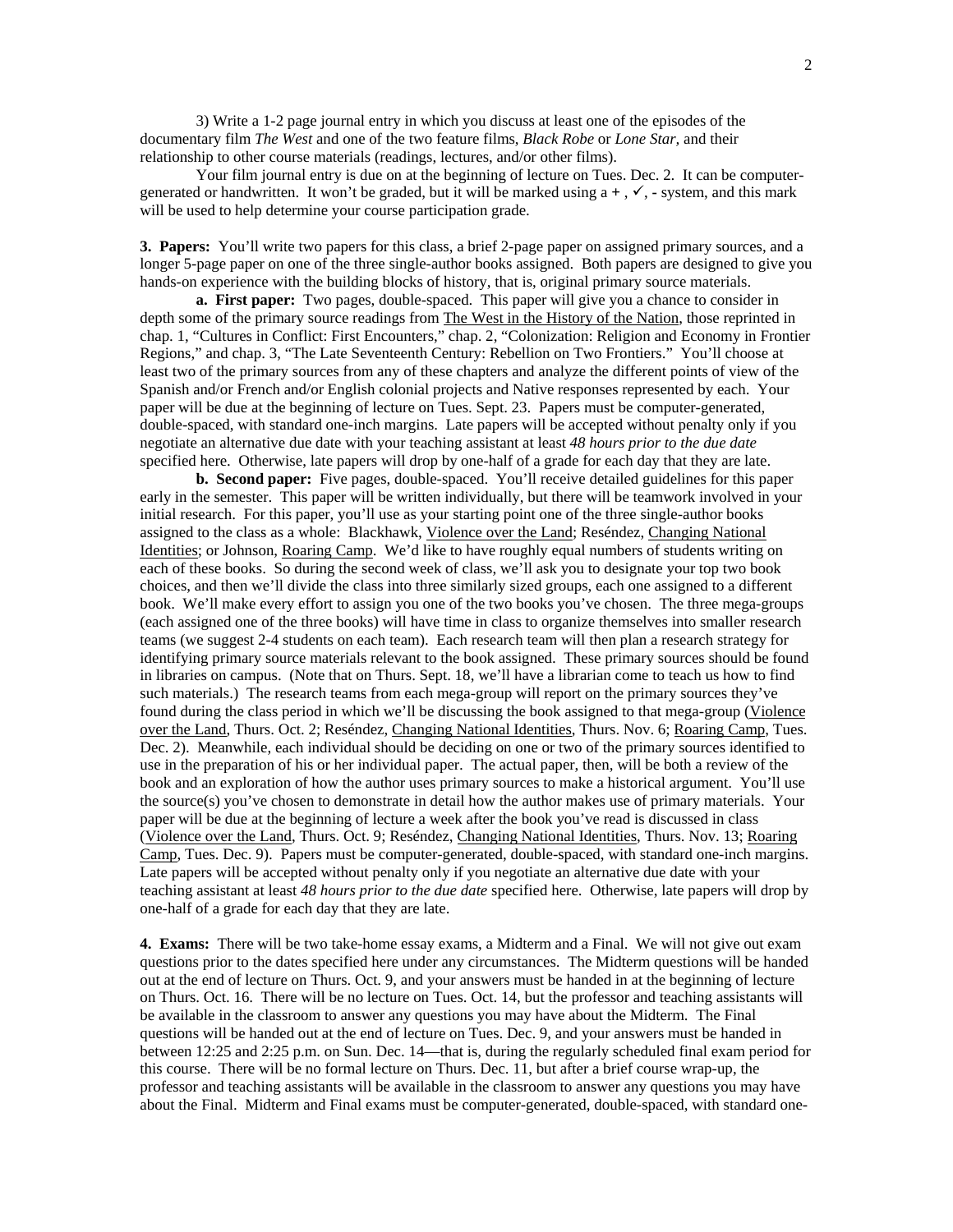3) Write a 1-2 page journal entry in which you discuss at least one of the episodes of the documentary film *The West* and one of the two feature films, *Black Robe* or *Lone Star,* and their relationship to other course materials (readings, lectures, and/or other films).

Your film journal entry is due on at the beginning of lecture on Tues. Dec. 2. It can be computer-generated or handwritten. It won't be graded, but it will be marked using a **+** , ✓, **-** system, and this mark will be used to help determine your course participation grade.

**3. Papers:** You'll write two papers for this class, a brief 2-page paper on assigned primary sources, and a longer 5-page paper on one of the three single-author books assigned. Both papers are designed to give you hands-on experience with the building blocks of history, that is, original primary source materials.

**a. First paper:** Two pages, double-spaced. This paper will give you a chance to consider in depth some of the primary source readings from <u>The West in the History of the Nation</u>, those reprinted in chap. 1, "Cultures in Conflict: First Encounters," chap. 2, "Colonization: Religion and Economy in Frontier Regions," and chap. 3, "The Late Seventeenth Century: Rebellion on Two Frontiers." You'll choose at least two of the primary sources from any of these chapters and analyze the different points of view of the Spanish and/or French and/or English colonial projects and Native responses represented by each. Your paper will be due at the beginning of lecture on Tues. Sept. 23. Papers must be computer-generated, double-spaced, with standard one-inch margins. Late papers will be accepted without penalty only if you negotiate an alternative due date with your teaching assistant at least *48 hours prior to the due date* specified here. Otherwise, late papers will drop by one-half of a grade for each day that they are late.

**b. Second paper:** Five pages, double-spaced. You'll receive detailed guidelines for this paper early in the semester. This paper will be written individually, but there will be teamwork involved in your initial research. For this paper, you'll use as your starting point one of the three single-author books assigned to the class as a whole: Blackhawk, <u>Violence over the Land</u>; Reséndez, <u>Changing National Identities</u>; or Johnson, <u>Roaring Camp</u>. We'd like to have roughly equal numbers of students writing on each of these books. So during the second week of class, we'll ask you to designate your top two book choices, and then we'll divide the class into three similarly sized groups, each one assigned to a different book. We'll make every effort to assign you one of the two books you've chosen. The three mega-groups (each assigned one of the three books) will have time in class to organize themselves into smaller research teams (we suggest 2-4 students on each team). Each research team will then plan a research strategy for identifying primary source materials relevant to the book assigned. These primary sources should be found in libraries on campus. (Note that on Thurs. Sept. 18, we'll have a librarian come to teach us how to find such materials.) The research teams from each mega-group will report on the primary sources they've found during the class period in which we'll be discussing the book assigned to that mega-group (<u>Violence over the Land</u>, Thurs. Oct. 2; Reséndez, <u>Changing National Identities</u>, Thurs. Nov. 6; <u>Roaring Camp</u>, Tues. Dec. 2). Meanwhile, each individual should be deciding on one or two of the primary sources identified to use in the preparation of his or her individual paper. The actual paper, then, will be both a review of the book and an exploration of how the author uses primary sources to make a historical argument. You'll use the source(s) you've chosen to demonstrate in detail how the author makes use of primary materials. Your paper will be due at the beginning of lecture a week after the book you've read is discussed in class (<u>Violence over the Land</u>, Thurs. Oct. 9; Reséndez, <u>Changing National Identities</u>, Thurs. Nov. 13; <u>Roaring Camp</u>, Tues. Dec. 9). Papers must be computer-generated, double-spaced, with standard one-inch margins. Late papers will be accepted without penalty only if you negotiate an alternative due date with your teaching assistant at least *48 hours prior to the due date* specified here. Otherwise, late papers will drop by one-half of a grade for each day that they are late.

**4. Exams:** There will be two take-home essay exams, a Midterm and a Final. We will not give out exam questions prior to the dates specified here under any circumstances. The Midterm questions will be handed out at the end of lecture on Thurs. Oct. 9, and your answers must be handed in at the beginning of lecture on Thurs. Oct. 16. There will be no lecture on Tues. Oct. 14, but the professor and teaching assistants will be available in the classroom to answer any questions you may have about the Midterm. The Final questions will be handed out at the end of lecture on Tues. Dec. 9, and your answers must be handed in between 12:25 and 2:25 p.m. on Sun. Dec. 14—that is, during the regularly scheduled final exam period for this course. There will be no formal lecture on Thurs. Dec. 11, but after a brief course wrap-up, the professor and teaching assistants will be available in the classroom to answer any questions you may have about the Final. Midterm and Final exams must be computer-generated, double-spaced, with standard one-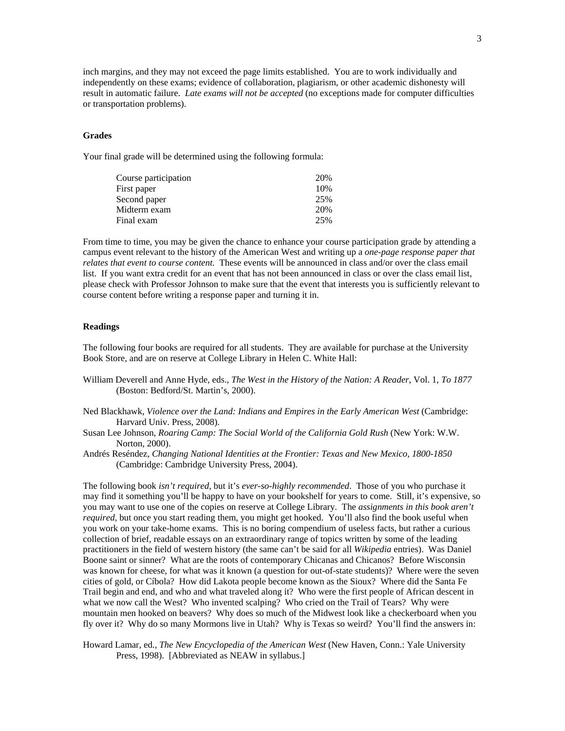inch margins, and they may not exceed the page limits established. You are to work individually and independently on these exams; evidence of collaboration, plagiarism, or other academic dishonesty will result in automatic failure. *Late exams will not be accepted* (no exceptions made for computer difficulties or transportation problems).

### Grades

Your final grade will be determined using the following formula:

| | |
|---|---|
| Course participation | 20% |
| First paper | 10% |
| Second paper | 25% |
| Midterm exam | 20% |
| Final exam | 25% |

From time to time, you may be given the chance to enhance your course participation grade by attending a campus event relevant to the history of the American West and writing up a *one-page response paper that relates that event to course content*. These events will be announced in class and/or over the class email list. If you want extra credit for an event that has not been announced in class or over the class email list, please check with Professor Johnson to make sure that the event that interests you is sufficiently relevant to course content before writing a response paper and turning it in.

### Readings

The following four books are required for all students. They are available for purchase at the University Book Store, and are on reserve at College Library in Helen C. White Hall:

William Deverell and Anne Hyde, eds., *The West in the History of the Nation: A Reader*, Vol. 1, *To 1877* (Boston: Bedford/St. Martin's, 2000).

Ned Blackhawk, *Violence over the Land: Indians and Empires in the Early American West* (Cambridge: Harvard Univ. Press, 2008).

Susan Lee Johnson, *Roaring Camp: The Social World of the California Gold Rush* (New York: W.W. Norton, 2000).

Andrés Reséndez, *Changing National Identities at the Frontier: Texas and New Mexico, 1800-1850* (Cambridge: Cambridge University Press, 2004).

The following book *isn't required*, but it's *ever-so-highly recommended*. Those of you who purchase it may find it something you'll be happy to have on your bookshelf for years to come. Still, it's expensive, so you may want to use one of the copies on reserve at College Library. The *assignments in this book aren't required*, but once you start reading them, you might get hooked. You'll also find the book useful when you work on your take-home exams. This is no boring compendium of useless facts, but rather a curious collection of brief, readable essays on an extraordinary range of topics written by some of the leading practitioners in the field of western history (the same can't be said for all *Wikipedia* entries). Was Daniel Boone saint or sinner? What are the roots of contemporary Chicanas and Chicanos? Before Wisconsin was known for cheese, for what was it known (a question for out-of-state students)? Where were the seven cities of gold, or Cíbola? How did Lakota people become known as the Sioux? Where did the Santa Fe Trail begin and end, and who and what traveled along it? Who were the first people of African descent in what we now call the West? Who invented scalping? Who cried on the Trail of Tears? Why were mountain men hooked on beavers? Why does so much of the Midwest look like a checkerboard when you fly over it? Why do so many Mormons live in Utah? Why is Texas so weird? You'll find the answers in:

Howard Lamar, ed., *The New Encyclopedia of the American West* (New Haven, Conn.: Yale University Press, 1998). [Abbreviated as NEAW in syllabus.]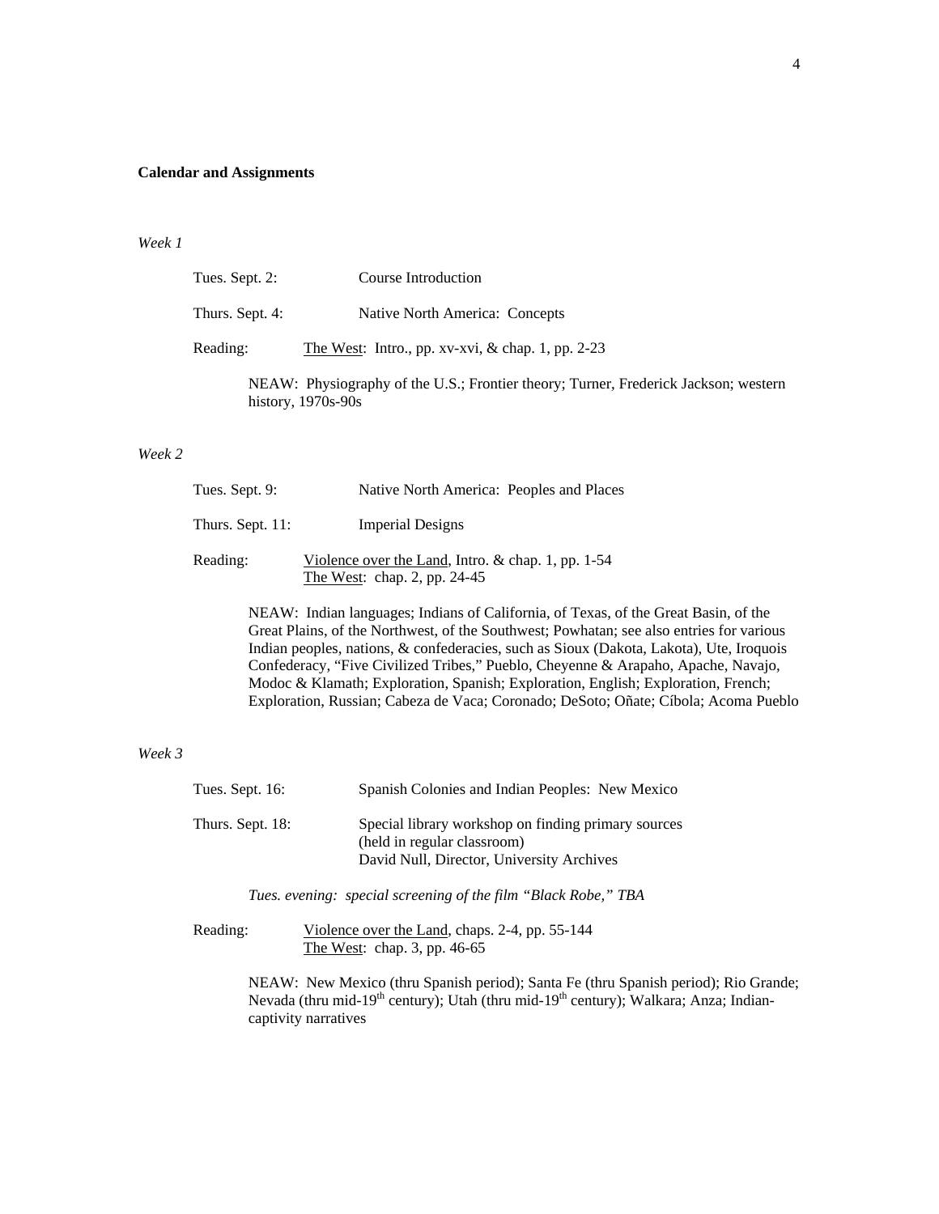**Calendar and Assignments**

*Week 1*

Tues. Sept. 2: Course Introduction

Thurs. Sept. 4: Native North America: Concepts

Reading: The West: Intro., pp. xv-xvi, & chap. 1, pp. 2-23

NEAW: Physiography of the U.S.; Frontier theory; Turner, Frederick Jackson; western history, 1970s-90s

*Week 2*

Tues. Sept. 9: Native North America: Peoples and Places

Thurs. Sept. 11: Imperial Designs

Reading: Violence over the Land, Intro. & chap. 1, pp. 1-54
The West: chap. 2, pp. 24-45

NEAW: Indian languages; Indians of California, of Texas, of the Great Basin, of the Great Plains, of the Northwest, of the Southwest; Powhatan; see also entries for various Indian peoples, nations, & confederacies, such as Sioux (Dakota, Lakota), Ute, Iroquois Confederacy, "Five Civilized Tribes," Pueblo, Cheyenne & Arapaho, Apache, Navajo, Modoc & Klamath; Exploration, Spanish; Exploration, English; Exploration, French; Exploration, Russian; Cabeza de Vaca; Coronado; DeSoto; Oñate; Cíbola; Acoma Pueblo

*Week 3*

Tues. Sept. 16: Spanish Colonies and Indian Peoples: New Mexico

Thurs. Sept. 18: Special library workshop on finding primary sources (held in regular classroom)
David Null, Director, University Archives

*Tues. evening: special screening of the film "Black Robe," TBA*

Reading: Violence over the Land, chaps. 2-4, pp. 55-144
The West: chap. 3, pp. 46-65

NEAW: New Mexico (thru Spanish period); Santa Fe (thru Spanish period); Rio Grande; Nevada (thru mid-19th century); Utah (thru mid-19th century); Walkara; Anza; Indian-captivity narratives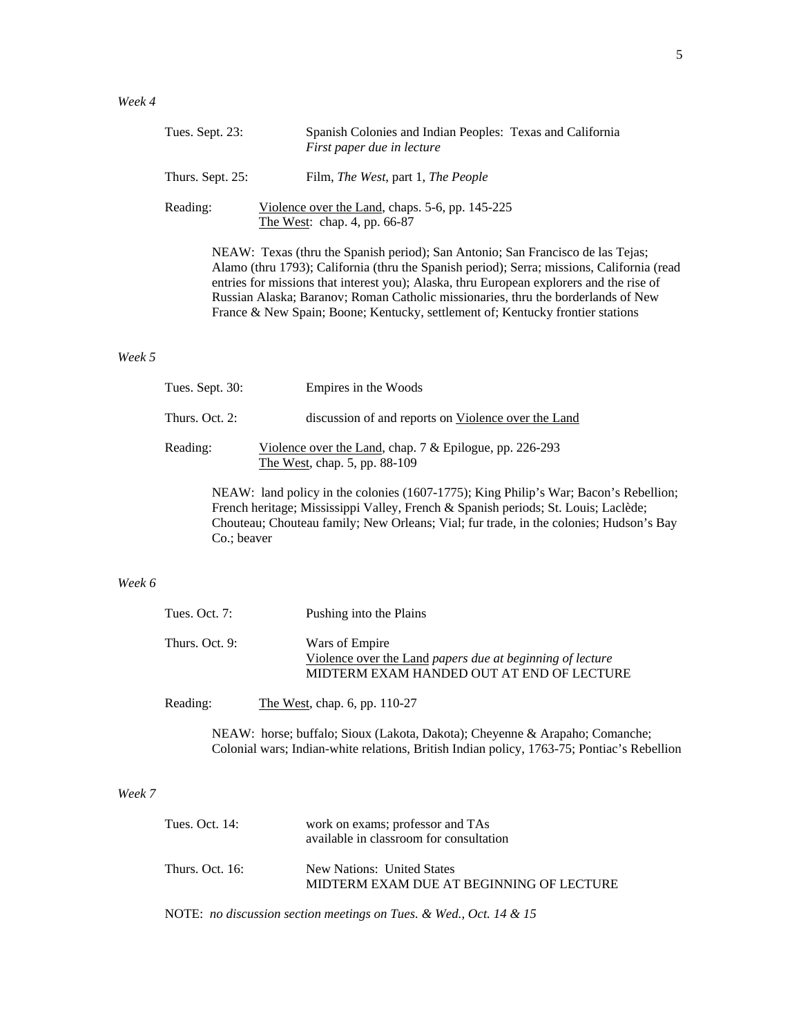*Week 4*

Tues. Sept. 23: Spanish Colonies and Indian Peoples: Texas and California
*First paper due in lecture*

Thurs. Sept. 25: Film, *The West*, part 1, *The People*

Reading: Violence over the Land, chaps. 5-6, pp. 145-225
The West: chap. 4, pp. 66-87

NEAW: Texas (thru the Spanish period); San Antonio; San Francisco de las Tejas; Alamo (thru 1793); California (thru the Spanish period); Serra; missions, California (read entries for missions that interest you); Alaska, thru European explorers and the rise of Russian Alaska; Baranov; Roman Catholic missionaries, thru the borderlands of New France & New Spain; Boone; Kentucky, settlement of; Kentucky frontier stations

*Week 5*

Tues. Sept. 30: Empires in the Woods

Thurs. Oct. 2: discussion of and reports on Violence over the Land

Reading: Violence over the Land, chap. 7 & Epilogue, pp. 226-293
The West, chap. 5, pp. 88-109

NEAW: land policy in the colonies (1607-1775); King Philip's War; Bacon's Rebellion; French heritage; Mississippi Valley, French & Spanish periods; St. Louis; Laclède; Chouteau; Chouteau family; New Orleans; Vial; fur trade, in the colonies; Hudson's Bay Co.; beaver

*Week 6*

Tues. Oct. 7: Pushing into the Plains

Thurs. Oct. 9: Wars of Empire
Violence over the Land *papers due at beginning of lecture*
MIDTERM EXAM HANDED OUT AT END OF LECTURE

Reading: The West, chap. 6, pp. 110-27

NEAW: horse; buffalo; Sioux (Lakota, Dakota); Cheyenne & Arapaho; Comanche; Colonial wars; Indian-white relations, British Indian policy, 1763-75; Pontiac's Rebellion

*Week 7*

Tues. Oct. 14: work on exams; professor and TAs available in classroom for consultation

Thurs. Oct. 16: New Nations: United States
MIDTERM EXAM DUE AT BEGINNING OF LECTURE

NOTE: *no discussion section meetings on Tues. & Wed., Oct. 14 & 15*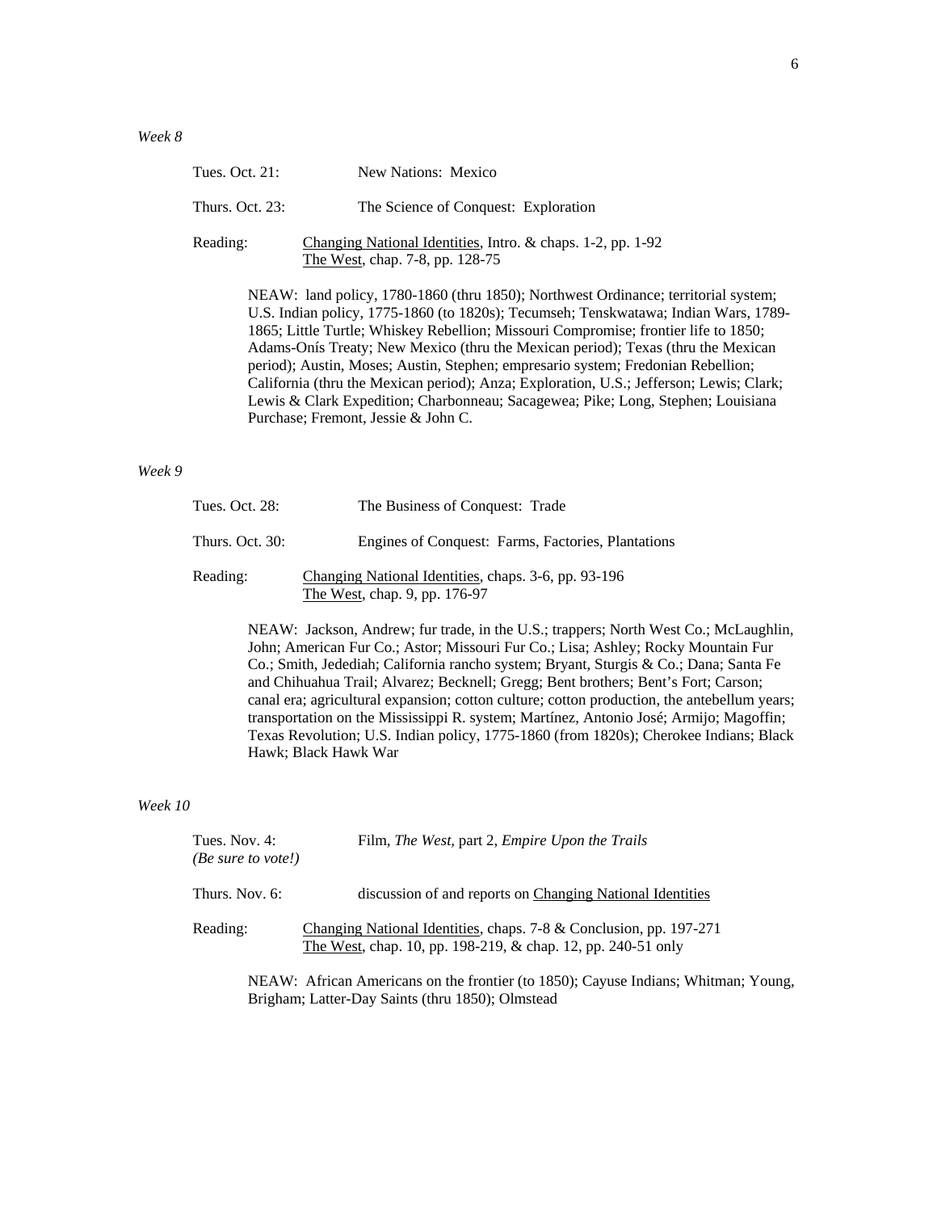*Week 8*

Tues. Oct. 21: New Nations: Mexico

Thurs. Oct. 23: The Science of Conquest: Exploration

Reading: Changing National Identities, Intro. & chaps. 1-2, pp. 1-92
The West, chap. 7-8, pp. 128-75

NEAW: land policy, 1780-1860 (thru 1850); Northwest Ordinance; territorial system; U.S. Indian policy, 1775-1860 (to 1820s); Tecumseh; Tenskwatawa; Indian Wars, 1789-1865; Little Turtle; Whiskey Rebellion; Missouri Compromise; frontier life to 1850; Adams-Onís Treaty; New Mexico (thru the Mexican period); Texas (thru the Mexican period); Austin, Moses; Austin, Stephen; empresario system; Fredonian Rebellion; California (thru the Mexican period); Anza; Exploration, U.S.; Jefferson; Lewis; Clark; Lewis & Clark Expedition; Charbonneau; Sacagewea; Pike; Long, Stephen; Louisiana Purchase; Fremont, Jessie & John C.

*Week 9*

Tues. Oct. 28: The Business of Conquest: Trade

Thurs. Oct. 30: Engines of Conquest: Farms, Factories, Plantations

Reading: Changing National Identities, chaps. 3-6, pp. 93-196
The West, chap. 9, pp. 176-97

NEAW: Jackson, Andrew; fur trade, in the U.S.; trappers; North West Co.; McLaughlin, John; American Fur Co.; Astor; Missouri Fur Co.; Lisa; Ashley; Rocky Mountain Fur Co.; Smith, Jedediah; California rancho system; Bryant, Sturgis & Co.; Dana; Santa Fe and Chihuahua Trail; Alvarez; Becknell; Gregg; Bent brothers; Bent's Fort; Carson; canal era; agricultural expansion; cotton culture; cotton production, the antebellum years; transportation on the Mississippi R. system; Martínez, Antonio José; Armijo; Magoffin; Texas Revolution; U.S. Indian policy, 1775-1860 (from 1820s); Cherokee Indians; Black Hawk; Black Hawk War

*Week 10*

Tues. Nov. 4: *(Be sure to vote!)* Film, *The West*, part 2, *Empire Upon the Trails*

Thurs. Nov. 6: discussion of and reports on Changing National Identities

Reading: Changing National Identities, chaps. 7-8 & Conclusion, pp. 197-271
The West, chap. 10, pp. 198-219, & chap. 12, pp. 240-51 only

NEAW: African Americans on the frontier (to 1850); Cayuse Indians; Whitman; Young, Brigham; Latter-Day Saints (thru 1850); Olmstead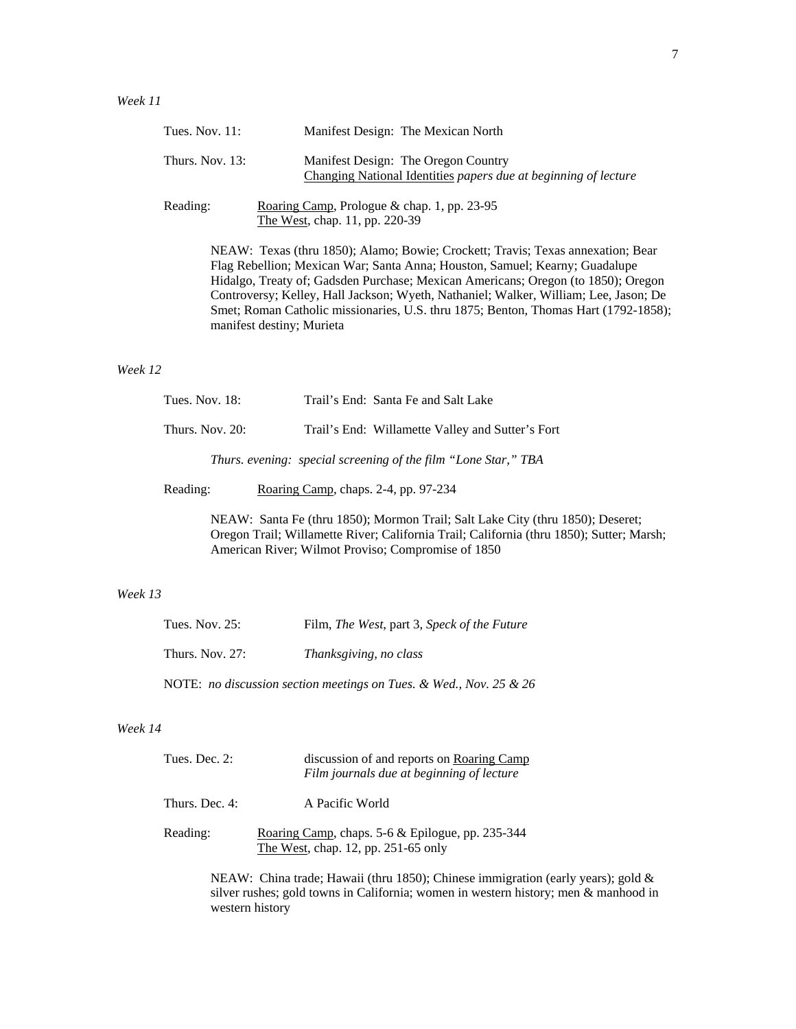*Week 11*

Tues. Nov. 11: Manifest Design: The Mexican North

Thurs. Nov. 13: Manifest Design: The Oregon Country
<u>Changing National Identities</u> *papers due at beginning of lecture*

Reading: <u>Roaring Camp</u>, Prologue & chap. 1, pp. 23-95
<u>The West</u>, chap. 11, pp. 220-39

NEAW: Texas (thru 1850); Alamo; Bowie; Crockett; Travis; Texas annexation; Bear Flag Rebellion; Mexican War; Santa Anna; Houston, Samuel; Kearny; Guadalupe Hidalgo, Treaty of; Gadsden Purchase; Mexican Americans; Oregon (to 1850); Oregon Controversy; Kelley, Hall Jackson; Wyeth, Nathaniel; Walker, William; Lee, Jason; De Smet; Roman Catholic missionaries, U.S. thru 1875; Benton, Thomas Hart (1792-1858); manifest destiny; Murieta

*Week 12*

Tues. Nov. 18: Trail's End: Santa Fe and Salt Lake

Thurs. Nov. 20: Trail's End: Willamette Valley and Sutter's Fort

*Thurs. evening: special screening of the film "Lone Star," TBA*

Reading: <u>Roaring Camp</u>, chaps. 2-4, pp. 97-234

NEAW: Santa Fe (thru 1850); Mormon Trail; Salt Lake City (thru 1850); Deseret; Oregon Trail; Willamette River; California Trail; California (thru 1850); Sutter; Marsh; American River; Wilmot Proviso; Compromise of 1850

*Week 13*

Tues. Nov. 25: Film, *The West*, part 3, *Speck of the Future*

Thurs. Nov. 27: *Thanksgiving, no class*

NOTE: *no discussion section meetings on Tues. & Wed., Nov. 25 & 26*

*Week 14*

Tues. Dec. 2: discussion of and reports on <u>Roaring Camp</u>
*Film journals due at beginning of lecture*

Thurs. Dec. 4: A Pacific World

Reading: <u>Roaring Camp</u>, chaps. 5-6 & Epilogue, pp. 235-344
<u>The West</u>, chap. 12, pp. 251-65 only

NEAW: China trade; Hawaii (thru 1850); Chinese immigration (early years); gold & silver rushes; gold towns in California; women in western history; men & manhood in western history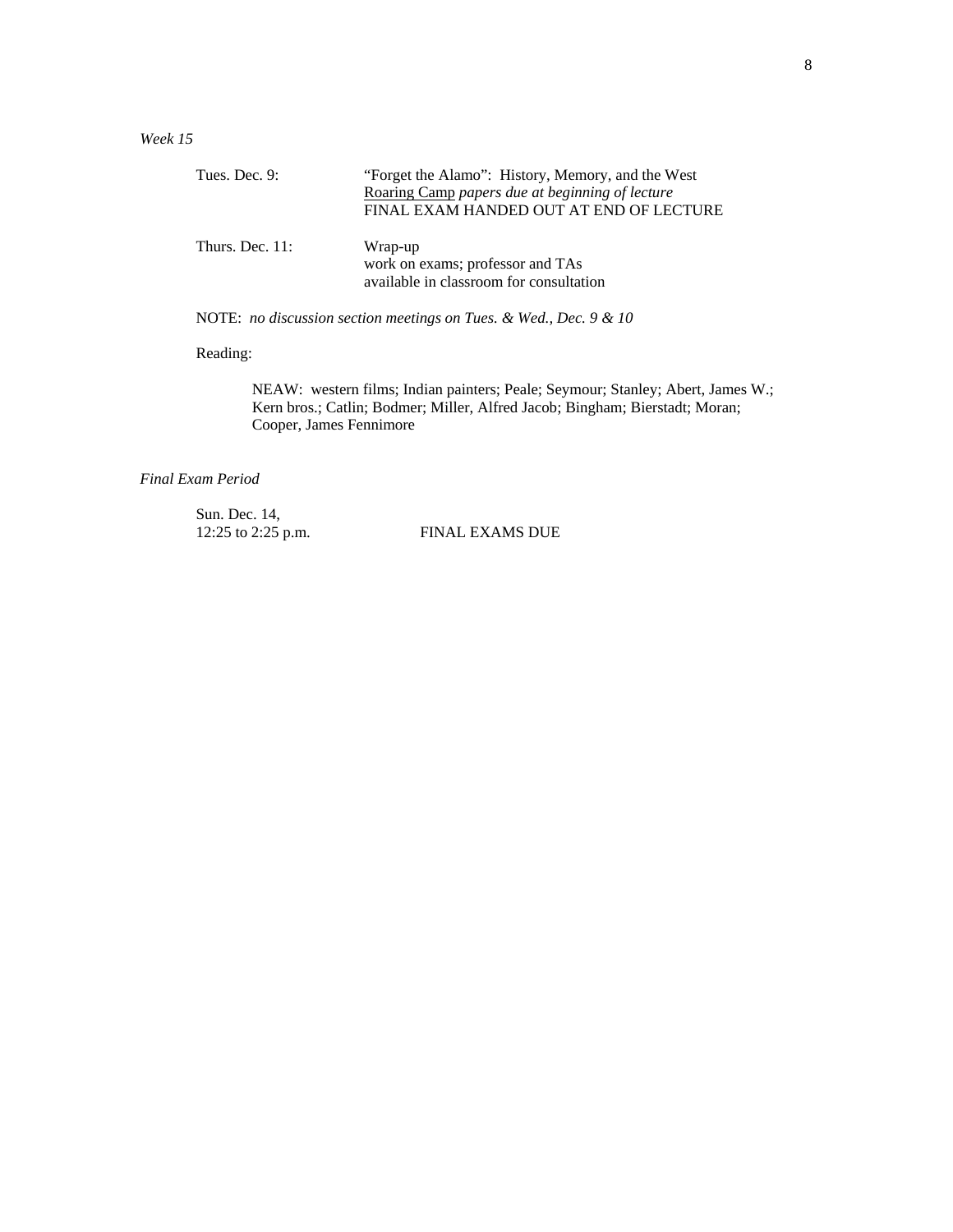*Week 15*

Tues. Dec. 9: "Forget the Alamo": History, Memory, and the West
Roaring Camp *papers due at beginning of lecture*
FINAL EXAM HANDED OUT AT END OF LECTURE

Thurs. Dec. 11: Wrap-up
work on exams; professor and TAs
available in classroom for consultation

NOTE: *no discussion section meetings on Tues. & Wed., Dec. 9 & 10*

Reading:

NEAW: western films; Indian painters; Peale; Seymour; Stanley; Abert, James W.; Kern bros.; Catlin; Bodmer; Miller, Alfred Jacob; Bingham; Bierstadt; Moran; Cooper, James Fennimore

*Final Exam Period*

Sun. Dec. 14,
12:25 to 2:25 p.m. FINAL EXAMS DUE